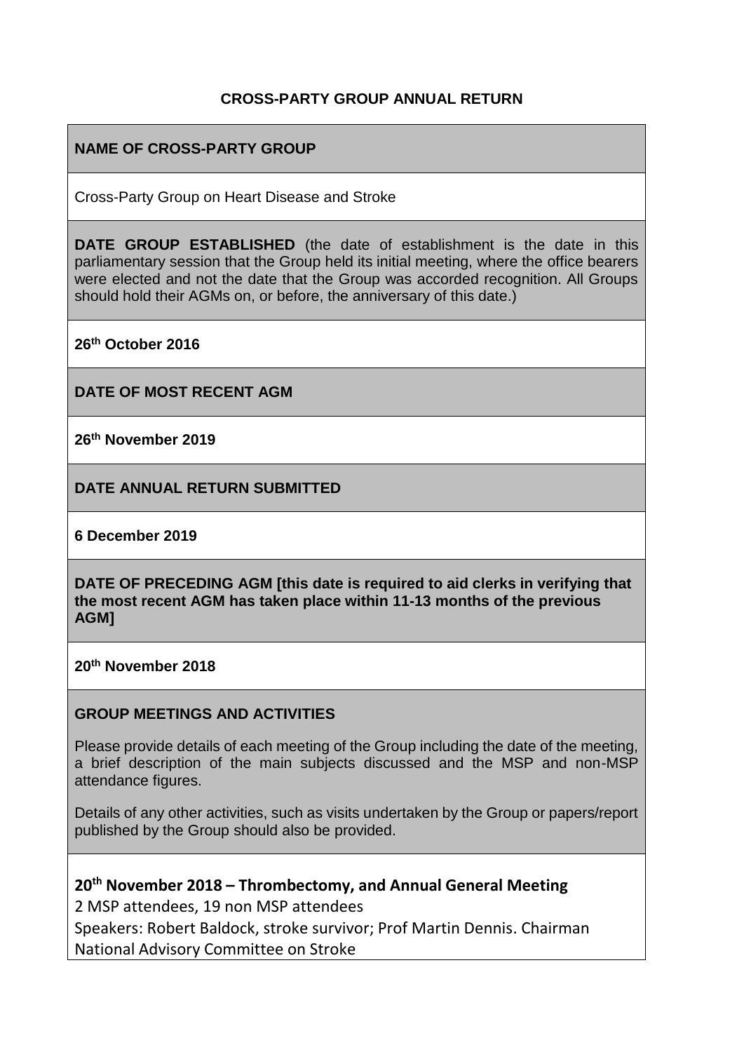# CROSS-PARTY GROUP ANNUAL RETURN

**NAME OF CROSS-PARTY GROUP**

Cross-Party Group on Heart Disease and Stroke

**DATE GROUP ESTABLISHED** (the date of establishment is the date in this parliamentary session that the Group held its initial meeting, where the office bearers were elected and not the date that the Group was accorded recognition. All Groups should hold their AGMs on, or before, the anniversary of this date.)

**26th October 2016**

**DATE OF MOST RECENT AGM**

**26th November 2019**

**DATE ANNUAL RETURN SUBMITTED**

**6 December 2019**

**DATE OF PRECEDING AGM [this date is required to aid clerks in verifying that the most recent AGM has taken place within 11-13 months of the previous AGM]**

**20th November 2018**

**GROUP MEETINGS AND ACTIVITIES**

Please provide details of each meeting of the Group including the date of the meeting, a brief description of the main subjects discussed and the MSP and non-MSP attendance figures.

Details of any other activities, such as visits undertaken by the Group or papers/report published by the Group should also be provided.

**20th November 2018 – Thrombectomy, and Annual General Meeting**

2 MSP attendees, 19 non MSP attendees

Speakers: Robert Baldock, stroke survivor; Prof Martin Dennis. Chairman National Advisory Committee on Stroke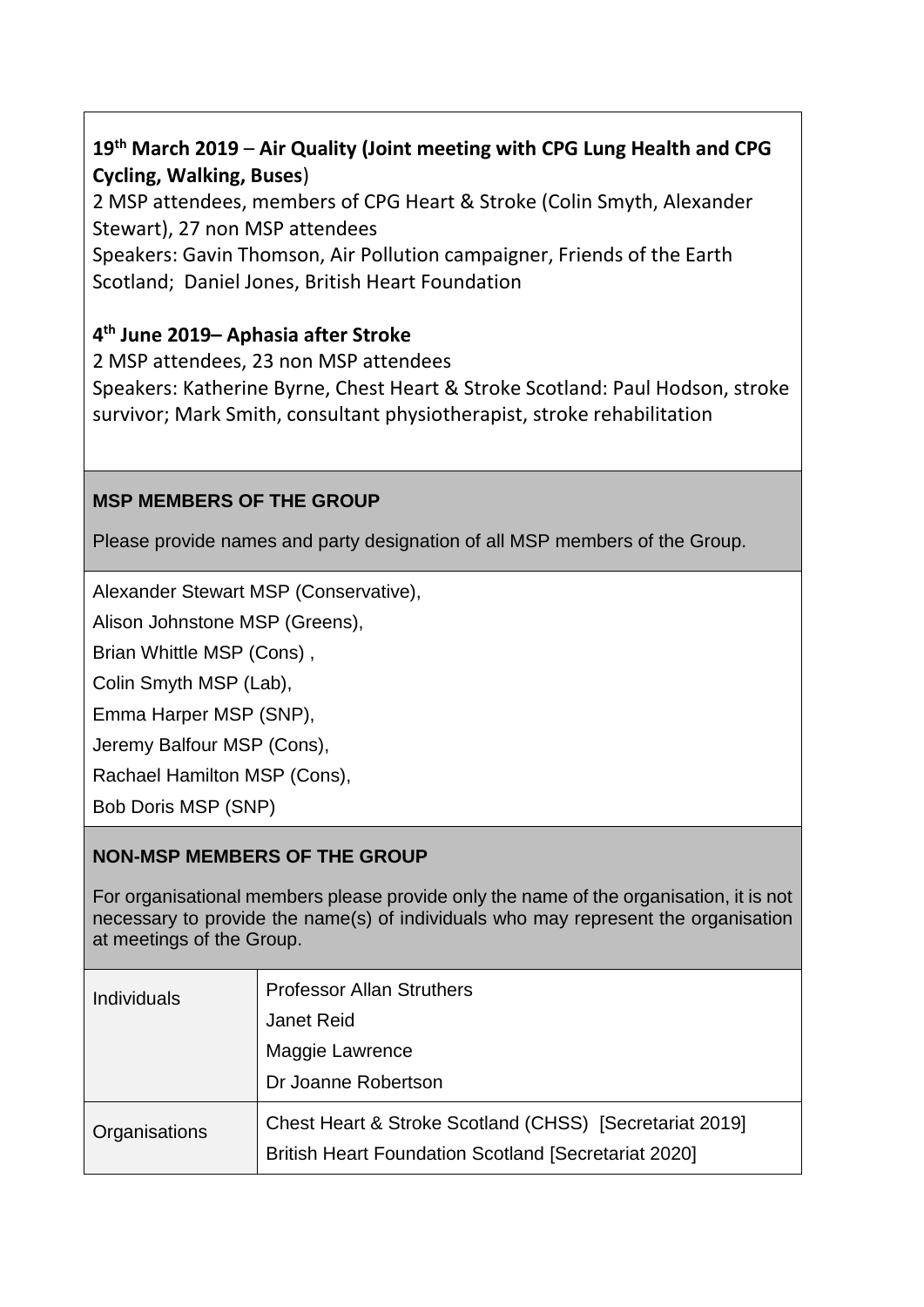**19th March 2019** – **Air Quality (Joint meeting with CPG Lung Health and CPG Cycling, Walking, Buses**)

2 MSP attendees, members of CPG Heart & Stroke (Colin Smyth, Alexander Stewart), 27 non MSP attendees

Speakers: Gavin Thomson, Air Pollution campaigner, Friends of the Earth Scotland; Daniel Jones, British Heart Foundation

**4th June 2019– Aphasia after Stroke**

2 MSP attendees, 23 non MSP attendees

Speakers: Katherine Byrne, Chest Heart & Stroke Scotland: Paul Hodson, stroke survivor; Mark Smith, consultant physiotherapist, stroke rehabilitation

**MSP MEMBERS OF THE GROUP**

Please provide names and party designation of all MSP members of the Group.

Alexander Stewart MSP (Conservative),

Alison Johnstone MSP (Greens),

Brian Whittle MSP (Cons) ,

Colin Smyth MSP (Lab),

Emma Harper MSP (SNP),

Jeremy Balfour MSP (Cons),

Rachael Hamilton MSP (Cons),

Bob Doris MSP (SNP)

**NON-MSP MEMBERS OF THE GROUP**

For organisational members please provide only the name of the organisation, it is not necessary to provide the name(s) of individuals who may represent the organisation at meetings of the Group.

| | |
|---|---|
| Individuals | Professor Allan Struthers<br>Janet Reid<br>Maggie Lawrence<br>Dr Joanne Robertson |
| Organisations | Chest Heart & Stroke Scotland (CHSS) [Secretariat 2019]<br>British Heart Foundation Scotland [Secretariat 2020] |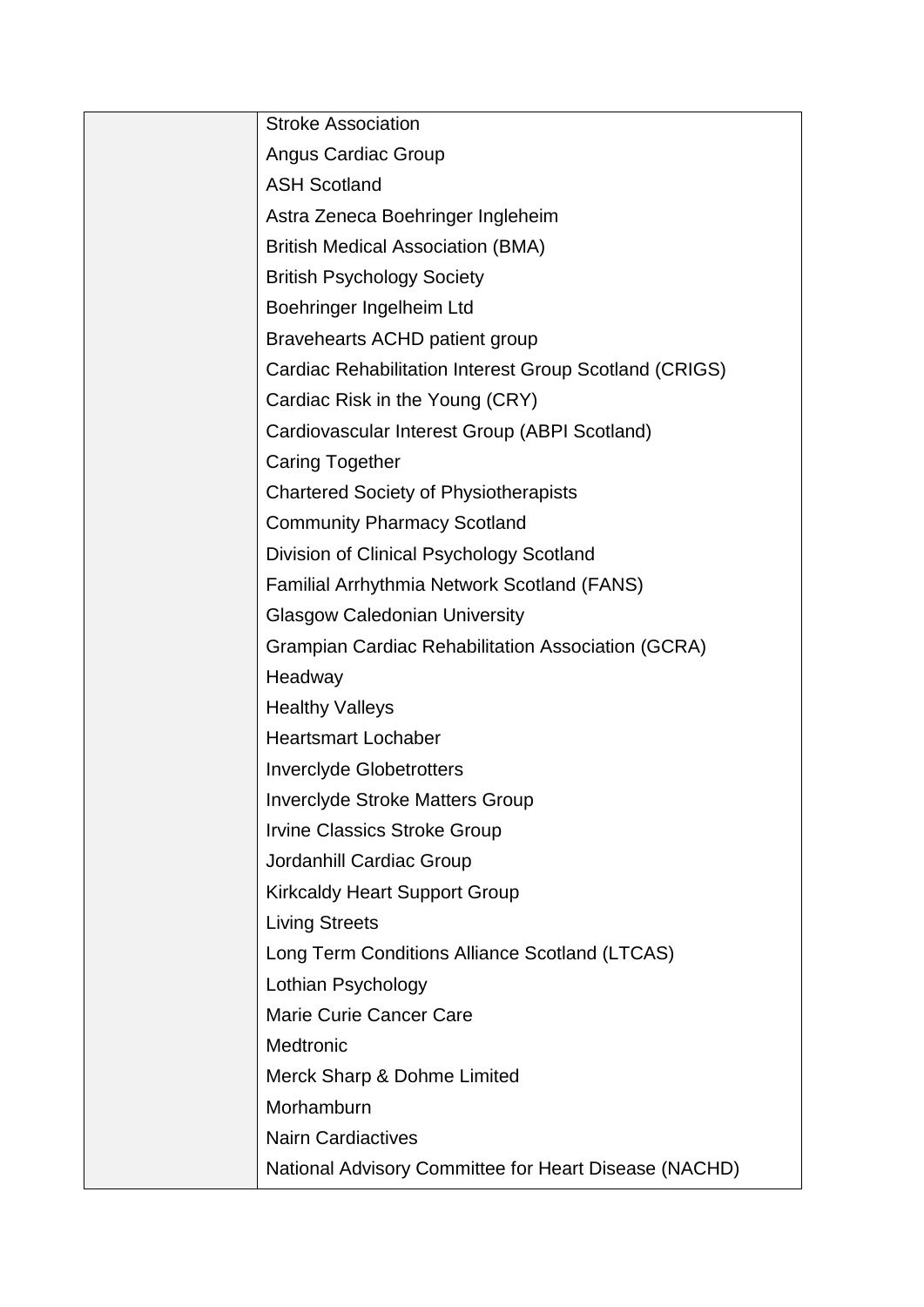| | |
|---|---|
| | Stroke Association |
| | Angus Cardiac Group |
| | ASH Scotland |
| | Astra Zeneca Boehringer Ingleheim |
| | British Medical Association (BMA) |
| | British Psychology Society |
| | Boehringer Ingelheim Ltd |
| | Bravehearts ACHD patient group |
| | Cardiac Rehabilitation Interest Group Scotland (CRIGS) |
| | Cardiac Risk in the Young (CRY) |
| | Cardiovascular Interest Group (ABPI Scotland) |
| | Caring Together |
| | Chartered Society of Physiotherapists |
| | Community Pharmacy Scotland |
| | Division of Clinical Psychology Scotland |
| | Familial Arrhythmia Network Scotland (FANS) |
| | Glasgow Caledonian University |
| | Grampian Cardiac Rehabilitation Association (GCRA) |
| | Headway |
| | Healthy Valleys |
| | Heartsmart Lochaber |
| | Inverclyde Globetrotters |
| | Inverclyde Stroke Matters Group |
| | Irvine Classics Stroke Group |
| | Jordanhill Cardiac Group |
| | Kirkcaldy Heart Support Group |
| | Living Streets |
| | Long Term Conditions Alliance Scotland (LTCAS) |
| | Lothian Psychology |
| | Marie Curie Cancer Care |
| | Medtronic |
| | Merck Sharp & Dohme Limited |
| | Morhamburn |
| | Nairn Cardiactives |
| | National Advisory Committee for Heart Disease (NACHD) |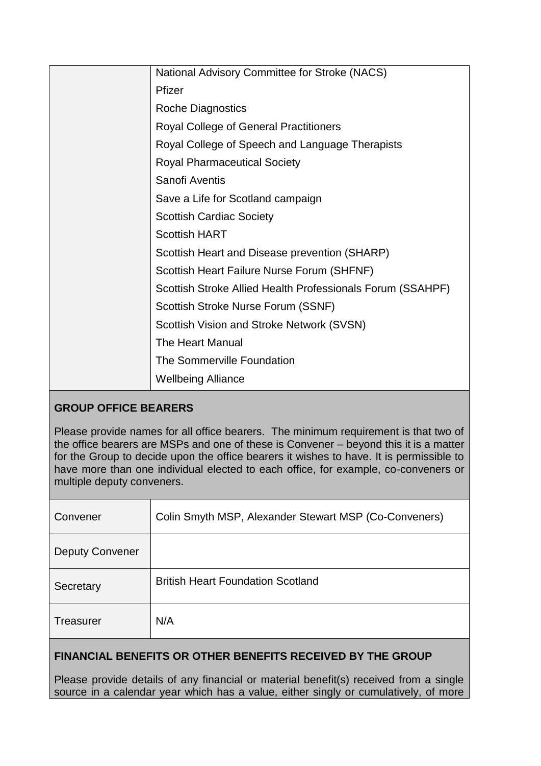| | |
|---|---|
| | National Advisory Committee for Stroke (NACS)<br>Pfizer<br>Roche Diagnostics<br>Royal College of General Practitioners<br>Royal College of Speech and Language Therapists<br>Royal Pharmaceutical Society<br>Sanofi Aventis<br>Save a Life for Scotland campaign<br>Scottish Cardiac Society<br>Scottish HART<br>Scottish Heart and Disease prevention (SHARP)<br>Scottish Heart Failure Nurse Forum (SHFNF)<br>Scottish Stroke Allied Health Professionals Forum (SSAHPF)<br>Scottish Stroke Nurse Forum (SSNF)<br>Scottish Vision and Stroke Network (SVSN)<br>The Heart Manual<br>The Sommerville Foundation<br>Wellbeing Alliance |

**GROUP OFFICE BEARERS**

Please provide names for all office bearers. The minimum requirement is that two of the office bearers are MSPs and one of these is Convener – beyond this it is a matter for the Group to decide upon the office bearers it wishes to have. It is permissible to have more than one individual elected to each office, for example, co-conveners or multiple deputy conveners.

| | |
|---|---|
| Convener | Colin Smyth MSP, Alexander Stewart MSP (Co-Conveners) |
| Deputy Convener | |
| Secretary | British Heart Foundation Scotland |
| Treasurer | N/A |

**FINANCIAL BENEFITS OR OTHER BENEFITS RECEIVED BY THE GROUP**

Please provide details of any financial or material benefit(s) received from a single source in a calendar year which has a value, either singly or cumulatively, of more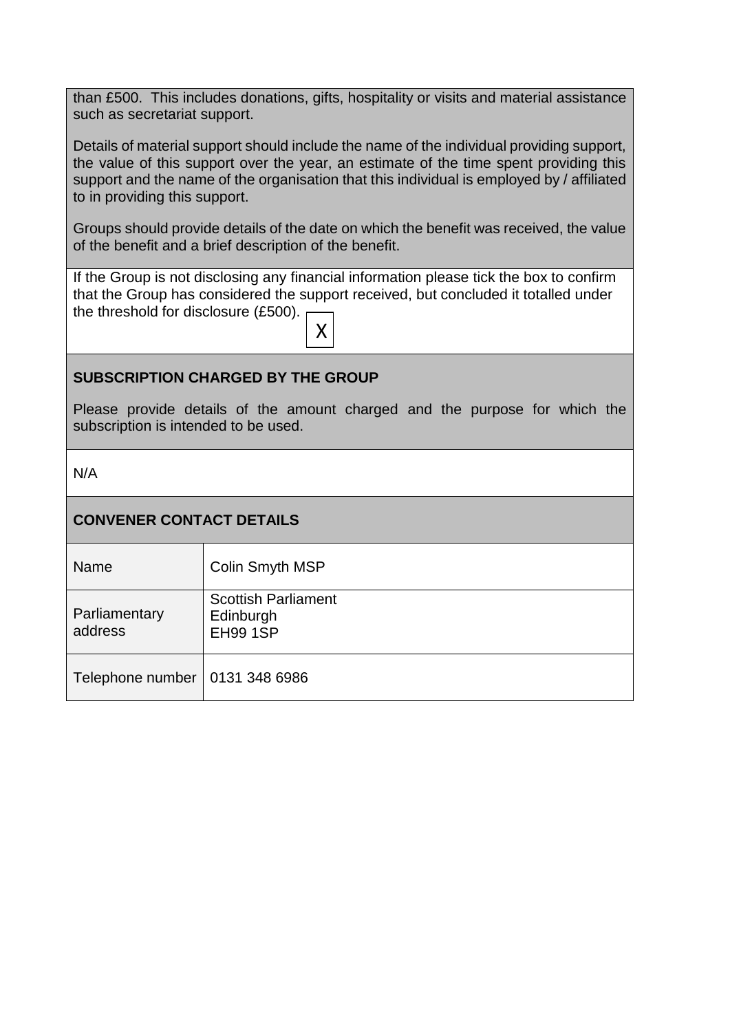than £500. This includes donations, gifts, hospitality or visits and material assistance such as secretariat support.

Details of material support should include the name of the individual providing support, the value of this support over the year, an estimate of the time spent providing this support and the name of the organisation that this individual is employed by / affiliated to in providing this support.

Groups should provide details of the date on which the benefit was received, the value of the benefit and a brief description of the benefit.

If the Group is not disclosing any financial information please tick the box to confirm that the Group has considered the support received, but concluded it totalled under the threshold for disclosure (£500). X

**SUBSCRIPTION CHARGED BY THE GROUP**

Please provide details of the amount charged and the purpose for which the subscription is intended to be used.

N/A

**CONVENER CONTACT DETAILS**

| | |
|---|---|
| Name | Colin Smyth MSP |
| Parliamentary address | Scottish Parliament<br>Edinburgh<br>EH99 1SP |
| Telephone number | 0131 348 6986 |